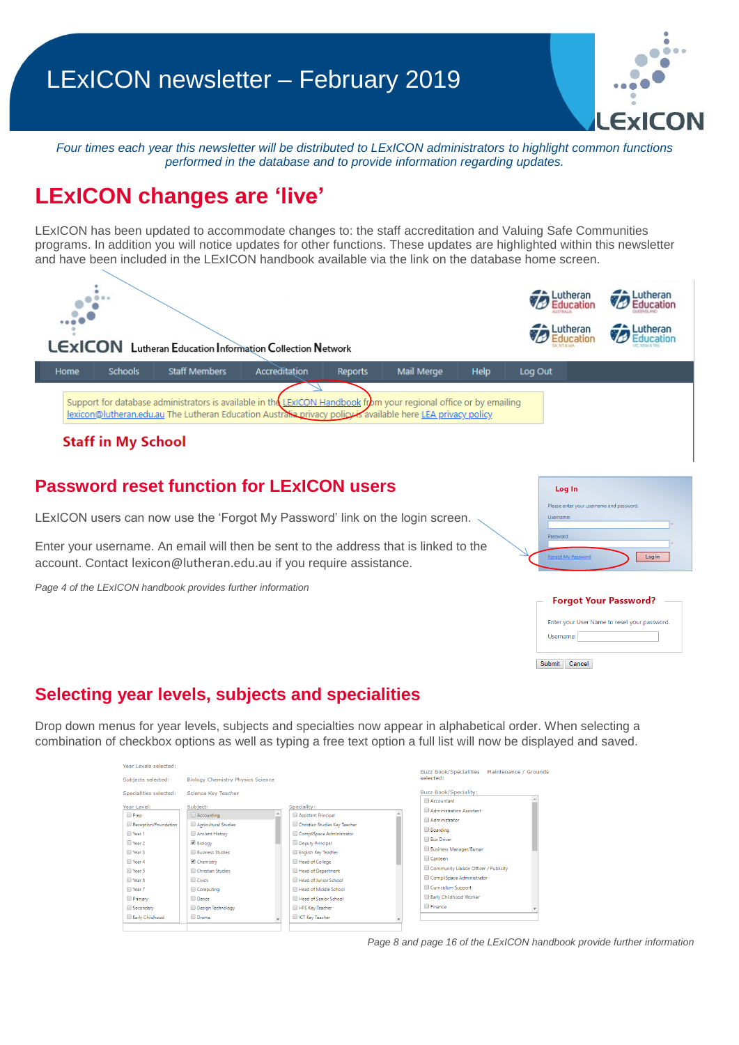# LExICON newsletter – February 2019

*Four times each year this newsletter will be distributed to LExICON administrators to highlight common functions performed in the database and to provide information regarding updates.*

## LExICON changes are 'live'

LExICON has been updated to accommodate changes to: the staff accreditation and Valuing Safe Communities programs. In addition you will notice updates for other functions. These updates are highlighted within this newsletter and have been included in the LExICON handbook available via the link on the database home screen.

## Password reset function for LExICON users

LExICON users can now use the 'Forgot My Password' link on the login screen.

Enter your username. An email will then be sent to the address that is linked to the account. Contact lexicon@lutheran.edu.au if you require assistance.

*Page 4 of the LExICON handbook provides further information*

## Selecting year levels, subjects and specialities

Drop down menus for year levels, subjects and specialties now appear in alphabetical order. When selecting a combination of checkbox options as well as typing a free text option a full list will now be displayed and saved.

*Page 8 and page 16 of the LExICON handbook provide further information*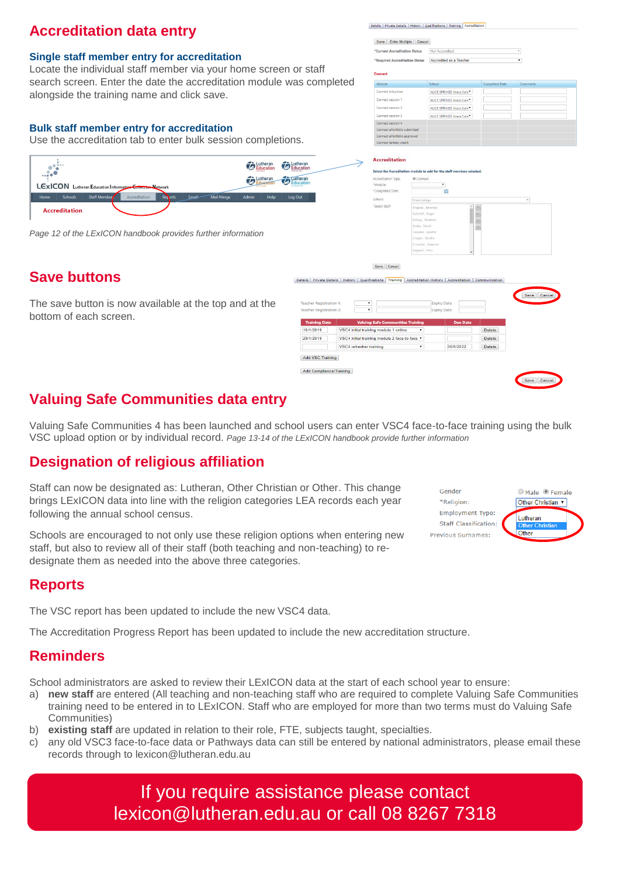# Accreditation data entry

### Single staff member entry for accreditation

Locate the individual staff member via your home screen or staff search screen. Enter the date the accreditation module was completed alongside the training name and click save.

### Bulk staff member entry for accreditation

Use the accreditation tab to enter bulk session completions.

*Page 12 of the LExICON handbook provides further information*

## Save buttons

The save button is now available at the top and at the bottom of each screen.

## Valuing Safe Communities data entry

Valuing Safe Communities 4 has been launched and school users can enter VSC4 face-to-face training using the bulk VSC upload option or by individual record. *Page 13-14 of the LExICON handbook provide further information*

## Designation of religious affiliation

Staff can now be designated as: Lutheran, Other Christian or Other. This change brings LExICON data into line with the religion categories LEA records each year following the annual school census.

Schools are encouraged to not only use these religion options when entering new staff, but also to review all of their staff (both teaching and non-teaching) to re-designate them as needed into the above three categories.

## Reports

The VSC report has been updated to include the new VSC4 data.

The Accreditation Progress Report has been updated to include the new accreditation structure.

## Reminders

School administrators are asked to review their LExICON data at the start of each school year to ensure:

a) **new staff** are entered (All teaching and non-teaching staff who are required to complete Valuing Safe Communities training need to be entered in to LExICON. Staff who are employed for more than two terms must do Valuing Safe Communities)

b) **existing staff** are updated in relation to their role, FTE, subjects taught, specialties.

c) any old VSC3 face-to-face data or Pathways data can still be entered by national administrators, please email these records through to lexicon@lutheran.edu.au

If you require assistance please contact lexicon@lutheran.edu.au or call 08 8267 7318